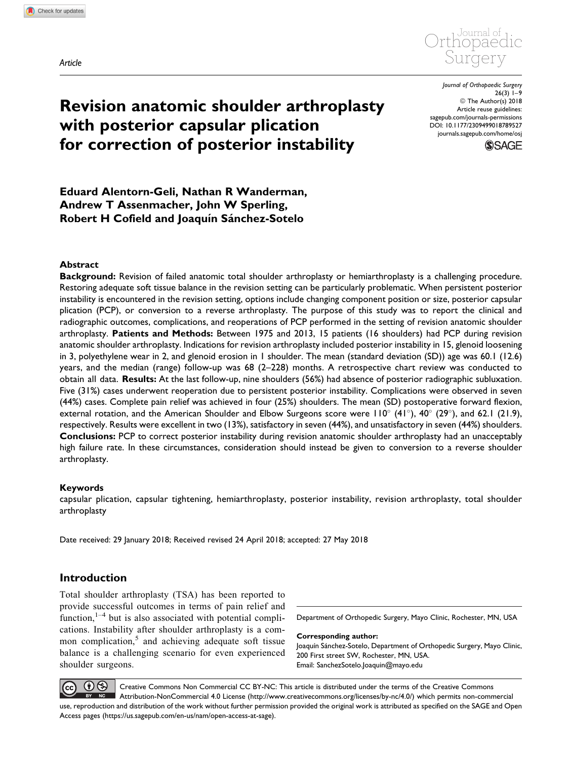Article

# Revision anatomic shoulder arthroplasty with posterior capsular plication for correction of posterior instability

**Eduard Alentorn-Geli, Nathan R Wanderman, Andrew T Assenmacher, John W Sperling, Robert H Cofield and Joaquín Sánchez-Sotelo**

## Abstract

**Background:** Revision of failed anatomic total shoulder arthroplasty or hemiarthroplasty is a challenging procedure. Restoring adequate soft tissue balance in the revision setting can be particularly problematic. When persistent posterior instability is encountered in the revision setting, options include changing component position or size, posterior capsular plication (PCP), or conversion to a reverse arthroplasty. The purpose of this study was to report the clinical and radiographic outcomes, complications, and reoperations of PCP performed in the setting of revision anatomic shoulder arthroplasty. **Patients and Methods:** Between 1975 and 2013, 15 patients (16 shoulders) had PCP during revision anatomic shoulder arthroplasty. Indications for revision arthroplasty included posterior instability in 15, glenoid loosening in 3, polyethylene wear in 2, and glenoid erosion in 1 shoulder. The mean (standard deviation (SD)) age was 60.1 (12.6) years, and the median (range) follow-up was 68 (2–228) months. A retrospective chart review was conducted to obtain all data. **Results:** At the last follow-up, nine shoulders (56%) had absence of posterior radiographic subluxation. Five (31%) cases underwent reoperation due to persistent posterior instability. Complications were observed in seven (44%) cases. Complete pain relief was achieved in four (25%) shoulders. The mean (SD) postoperative forward flexion, external rotation, and the American Shoulder and Elbow Surgeons score were 110° (41°), 40° (29°), and 62.1 (21.9), respectively. Results were excellent in two (13%), satisfactory in seven (44%), and unsatisfactory in seven (44%) shoulders. **Conclusions:** PCP to correct posterior instability during revision anatomic shoulder arthroplasty had an unacceptably high failure rate. In these circumstances, consideration should instead be given to conversion to a reverse shoulder arthroplasty.

### Keywords

capsular plication, capsular tightening, hemiarthroplasty, posterior instability, revision arthroplasty, total shoulder arthroplasty

Date received: 29 January 2018; Received revised 24 April 2018; accepted: 27 May 2018

## Introduction

Total shoulder arthroplasty (TSA) has been reported to provide successful outcomes in terms of pain relief and function,[1–4] but is also associated with potential complications. Instability after shoulder arthroplasty is a common complication,[5] and achieving adequate soft tissue balance is a challenging scenario for even experienced shoulder surgeons.

Department of Orthopedic Surgery, Mayo Clinic, Rochester, MN, USA

**Corresponding author:**
Joaquín Sánchez-Sotelo, Department of Orthopedic Surgery, Mayo Clinic, 200 First street SW, Rochester, MN, USA.
Email: SanchezSotelo.Joaquin@mayo.edu

Creative Commons Non Commercial CC BY-NC: This article is distributed under the terms of the Creative Commons Attribution-NonCommercial 4.0 License (http://www.creativecommons.org/licenses/by-nc/4.0/) which permits non-commercial use, reproduction and distribution of the work without further permission provided the original work is attributed as specified on the SAGE and Open Access pages (https://us.sagepub.com/en-us/nam/open-access-at-sage).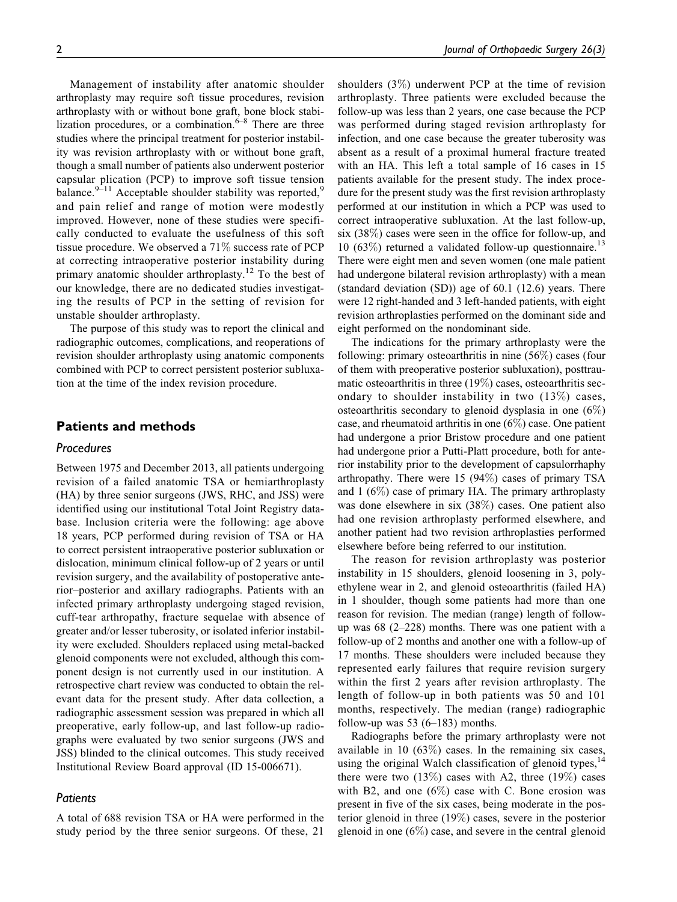Management of instability after anatomic shoulder arthroplasty may require soft tissue procedures, revision arthroplasty with or without bone graft, bone block stabilization procedures, or a combination.[6–8] There are three studies where the principal treatment for posterior instability was revision arthroplasty with or without bone graft, though a small number of patients also underwent posterior capsular plication (PCP) to improve soft tissue tension balance.[9–11] Acceptable shoulder stability was reported,[9] and pain relief and range of motion were modestly improved. However, none of these studies were specifically conducted to evaluate the usefulness of this soft tissue procedure. We observed a 71% success rate of PCP at correcting intraoperative posterior instability during primary anatomic shoulder arthroplasty.[12] To the best of our knowledge, there are no dedicated studies investigating the results of PCP in the setting of revision for unstable shoulder arthroplasty.

The purpose of this study was to report the clinical and radiographic outcomes, complications, and reoperations of revision shoulder arthroplasty using anatomic components combined with PCP to correct persistent posterior subluxation at the time of the index revision procedure.

## Patients and methods

### *Procedures*

Between 1975 and December 2013, all patients undergoing revision of a failed anatomic TSA or hemiarthroplasty (HA) by three senior surgeons (JWS, RHC, and JSS) were identified using our institutional Total Joint Registry database. Inclusion criteria were the following: age above 18 years, PCP performed during revision of TSA or HA to correct persistent intraoperative posterior subluxation or dislocation, minimum clinical follow-up of 2 years or until revision surgery, and the availability of postoperative anterior–posterior and axillary radiographs. Patients with an infected primary arthroplasty undergoing staged revision, cuff-tear arthropathy, fracture sequelae with absence of greater and/or lesser tuberosity, or isolated inferior instability were excluded. Shoulders replaced using metal-backed glenoid components were not excluded, although this component design is not currently used in our institution. A retrospective chart review was conducted to obtain the relevant data for the present study. After data collection, a radiographic assessment session was prepared in which all preoperative, early follow-up, and last follow-up radiographs were evaluated by two senior surgeons (JWS and JSS) blinded to the clinical outcomes. This study received Institutional Review Board approval (ID 15-006671).

### *Patients*

A total of 688 revision TSA or HA were performed in the study period by the three senior surgeons. Of these, 21 shoulders (3%) underwent PCP at the time of revision arthroplasty. Three patients were excluded because the follow-up was less than 2 years, one case because the PCP was performed during staged revision arthroplasty for infection, and one case because the greater tuberosity was absent as a result of a proximal humeral fracture treated with an HA. This left a total sample of 16 cases in 15 patients available for the present study. The index procedure for the present study was the first revision arthroplasty performed at our institution in which a PCP was used to correct intraoperative subluxation. At the last follow-up, six (38%) cases were seen in the office for follow-up, and 10 (63%) returned a validated follow-up questionnaire.[13] There were eight men and seven women (one male patient had undergone bilateral revision arthroplasty) with a mean (standard deviation (SD)) age of 60.1 (12.6) years. There were 12 right-handed and 3 left-handed patients, with eight revision arthroplasties performed on the dominant side and eight performed on the nondominant side.

The indications for the primary arthroplasty were the following: primary osteoarthritis in nine (56%) cases (four of them with preoperative posterior subluxation), posttraumatic osteoarthritis in three (19%) cases, osteoarthritis secondary to shoulder instability in two (13%) cases, osteoarthritis secondary to glenoid dysplasia in one (6%) case, and rheumatoid arthritis in one (6%) case. One patient had undergone a prior Bristow procedure and one patient had undergone prior a Putti-Platt procedure, both for anterior instability prior to the development of capsulorrhaphy arthropathy. There were 15 (94%) cases of primary TSA and 1 (6%) case of primary HA. The primary arthroplasty was done elsewhere in six (38%) cases. One patient also had one revision arthroplasty performed elsewhere, and another patient had two revision arthroplasties performed elsewhere before being referred to our institution.

The reason for revision arthroplasty was posterior instability in 15 shoulders, glenoid loosening in 3, polyethylene wear in 2, and glenoid osteoarthritis (failed HA) in 1 shoulder, though some patients had more than one reason for revision. The median (range) length of follow-up was 68 (2–228) months. There was one patient with a follow-up of 2 months and another one with a follow-up of 17 months. These shoulders were included because they represented early failures that require revision surgery within the first 2 years after revision arthroplasty. The length of follow-up in both patients was 50 and 101 months, respectively. The median (range) radiographic follow-up was 53 (6–183) months.

Radiographs before the primary arthroplasty were not available in 10 (63%) cases. In the remaining six cases, using the original Walch classification of glenoid types,[14] there were two (13%) cases with A2, three (19%) cases with B2, and one (6%) case with C. Bone erosion was present in five of the six cases, being moderate in the posterior glenoid in three (19%) cases, severe in the posterior glenoid in one (6%) case, and severe in the central glenoid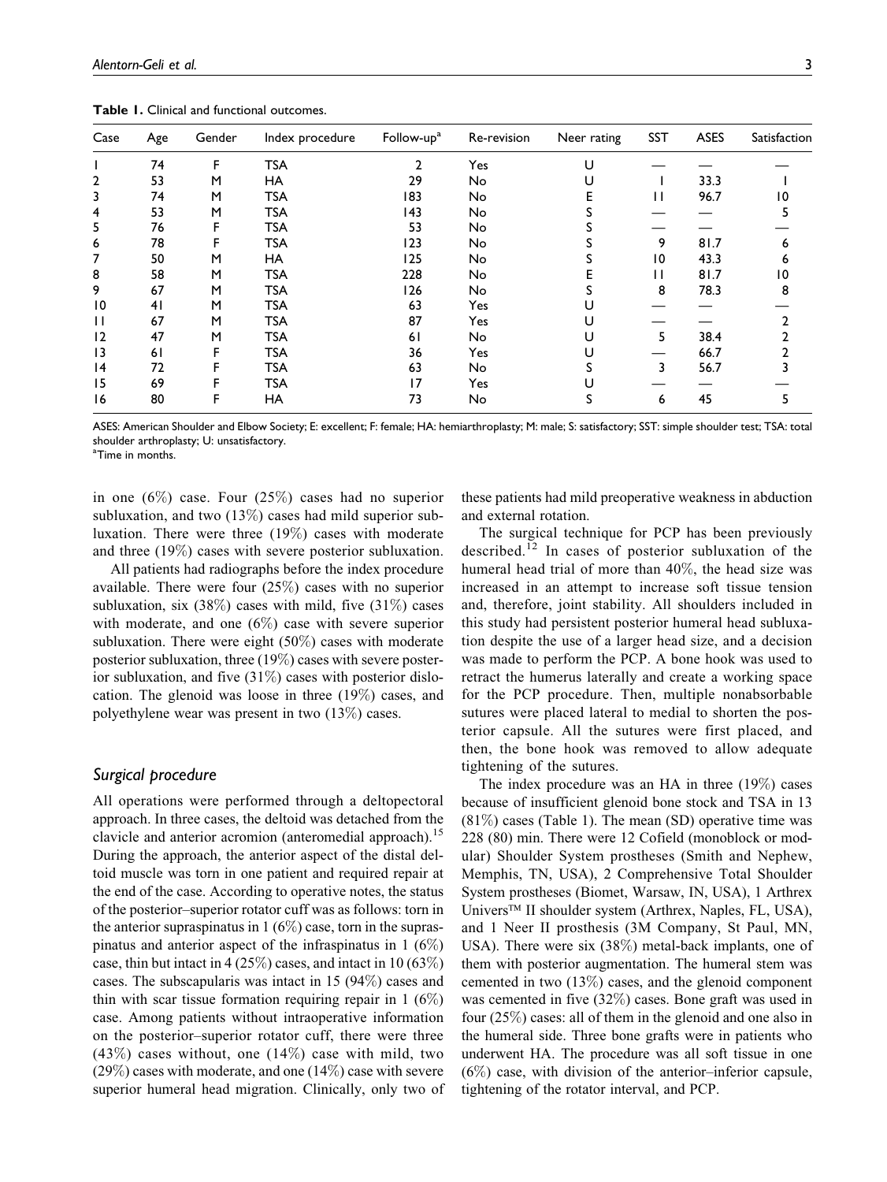**Table 1.** Clinical and functional outcomes.

| Case | Age | Gender | Index procedure | Follow-up[a] | Re-revision | Neer rating | SST | ASES | Satisfaction |
|---|---|---|---|---|---|---|---|---|---|
| 1 | 74 | F | TSA | 2 | Yes | U | — | — | — |
| 2 | 53 | M | HA | 29 | No | U | 1 | 33.3 | 1 |
| 3 | 74 | M | TSA | 183 | No | E | 11 | 96.7 | 10 |
| 4 | 53 | M | TSA | 143 | No | S | — | — | 5 |
| 5 | 76 | F | TSA | 53 | No | S | — | — | — |
| 6 | 78 | F | TSA | 123 | No | S | 9 | 81.7 | 6 |
| 7 | 50 | M | HA | 125 | No | S | 10 | 43.3 | 6 |
| 8 | 58 | M | TSA | 228 | No | E | 11 | 81.7 | 10 |
| 9 | 67 | M | TSA | 126 | No | S | 8 | 78.3 | 8 |
| 10 | 41 | M | TSA | 63 | Yes | U | — | — | — |
| 11 | 67 | M | TSA | 87 | Yes | U | — | — | 2 |
| 12 | 47 | M | TSA | 61 | No | U | 5 | 38.4 | 2 |
| 13 | 61 | F | TSA | 36 | Yes | U | — | 66.7 | 2 |
| 14 | 72 | F | TSA | 63 | No | S | 3 | 56.7 | 3 |
| 15 | 69 | F | TSA | 17 | Yes | U | — | — | — |
| 16 | 80 | F | HA | 73 | No | S | 6 | 45 | 5 |

ASES: American Shoulder and Elbow Society; E: excellent; F: female; HA: hemiarthroplasty; M: male; S: satisfactory; SST: simple shoulder test; TSA: total shoulder arthroplasty; U: unsatisfactory.
[a]Time in months.

in one (6%) case. Four (25%) cases had no superior subluxation, and two (13%) cases had mild superior subluxation. There were three (19%) cases with moderate and three (19%) cases with severe posterior subluxation.

All patients had radiographs before the index procedure available. There were four (25%) cases with no superior subluxation, six (38%) cases with mild, five (31%) cases with moderate, and one (6%) case with severe superior subluxation. There were eight (50%) cases with moderate posterior subluxation, three (19%) cases with severe posterior subluxation, and five (31%) cases with posterior dislocation. The glenoid was loose in three (19%) cases, and polyethylene wear was present in two (13%) cases.

## Surgical procedure

All operations were performed through a deltopectoral approach. In three cases, the deltoid was detached from the clavicle and anterior acromion (anteromedial approach).[15] During the approach, the anterior aspect of the distal deltoid muscle was torn in one patient and required repair at the end of the case. According to operative notes, the status of the posterior–superior rotator cuff was as follows: torn in the anterior supraspinatus in 1 (6%) case, torn in the supraspinatus and anterior aspect of the infraspinatus in 1 (6%) case, thin but intact in 4 (25%) cases, and intact in 10 (63%) cases. The subscapularis was intact in 15 (94%) cases and thin with scar tissue formation requiring repair in 1 (6%) case. Among patients without intraoperative information on the posterior–superior rotator cuff, there were three (43%) cases without, one (14%) case with mild, two (29%) cases with moderate, and one (14%) case with severe superior humeral head migration. Clinically, only two of these patients had mild preoperative weakness in abduction and external rotation.

The surgical technique for PCP has been previously described.[12] In cases of posterior subluxation of the humeral head trial of more than 40%, the head size was increased in an attempt to increase soft tissue tension and, therefore, joint stability. All shoulders included in this study had persistent posterior humeral head subluxation despite the use of a larger head size, and a decision was made to perform the PCP. A bone hook was used to retract the humerus laterally and create a working space for the PCP procedure. Then, multiple nonabsorbable sutures were placed lateral to medial to shorten the posterior capsule. All the sutures were first placed, and then, the bone hook was removed to allow adequate tightening of the sutures.

The index procedure was an HA in three (19%) cases because of insufficient glenoid bone stock and TSA in 13 (81%) cases (Table 1). The mean (SD) operative time was 228 (80) min. There were 12 Cofield (monoblock or modular) Shoulder System prostheses (Smith and Nephew, Memphis, TN, USA), 2 Comprehensive Total Shoulder System prostheses (Biomet, Warsaw, IN, USA), 1 Arthrex Univers™ II shoulder system (Arthrex, Naples, FL, USA), and 1 Neer II prosthesis (3M Company, St Paul, MN, USA). There were six (38%) metal-back implants, one of them with posterior augmentation. The humeral stem was cemented in two (13%) cases, and the glenoid component was cemented in five (32%) cases. Bone graft was used in four (25%) cases: all of them in the glenoid and one also in the humeral side. Three bone grafts were in patients who underwent HA. The procedure was all soft tissue in one (6%) case, with division of the anterior–inferior capsule, tightening of the rotator interval, and PCP.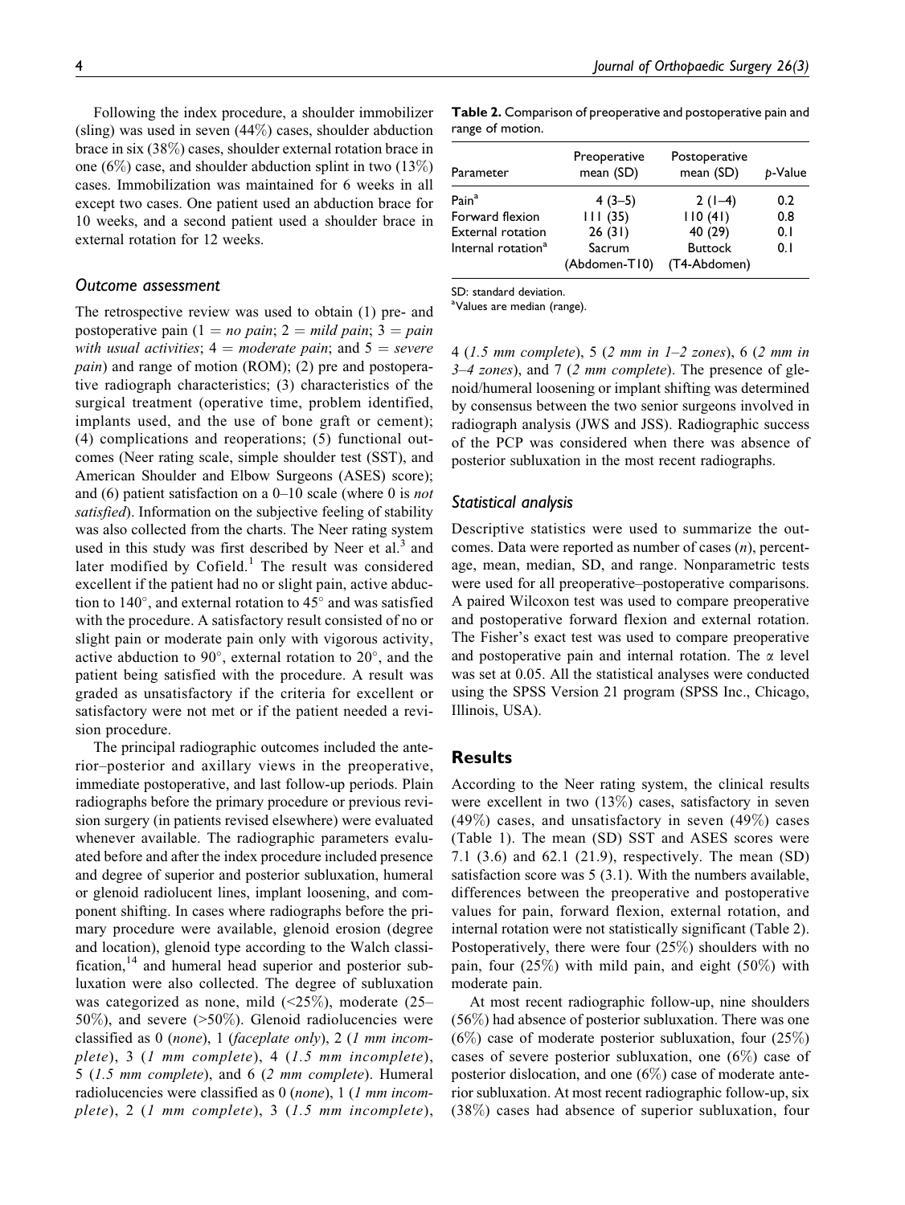Following the index procedure, a shoulder immobilizer (sling) was used in seven (44%) cases, shoulder abduction brace in six (38%) cases, shoulder external rotation brace in one (6%) case, and shoulder abduction splint in two (13%) cases. Immobilization was maintained for 6 weeks in all except two cases. One patient used an abduction brace for 10 weeks, and a second patient used a shoulder brace in external rotation for 12 weeks.

### Outcome assessment

The retrospective review was used to obtain (1) pre- and postoperative pain (1 = *no pain*; 2 = *mild pain*; 3 = *pain with usual activities*; 4 = *moderate pain*; and 5 = *severe pain*) and range of motion (ROM); (2) pre and postoperative radiograph characteristics; (3) characteristics of the surgical treatment (operative time, problem identified, implants used, and the use of bone graft or cement); (4) complications and reoperations; (5) functional outcomes (Neer rating scale, simple shoulder test (SST), and American Shoulder and Elbow Surgeons (ASES) score); and (6) patient satisfaction on a 0–10 scale (where 0 is *not satisfied*). Information on the subjective feeling of stability was also collected from the charts. The Neer rating system used in this study was first described by Neer et al.[3] and later modified by Cofield.[1] The result was considered excellent if the patient had no or slight pain, active abduction to 140°, and external rotation to 45° and was satisfied with the procedure. A satisfactory result consisted of no or slight pain or moderate pain only with vigorous activity, active abduction to 90°, external rotation to 20°, and the patient being satisfied with the procedure. A result was graded as unsatisfactory if the criteria for excellent or satisfactory were not met or if the patient needed a revision procedure.

The principal radiographic outcomes included the anterior–posterior and axillary views in the preoperative, immediate postoperative, and last follow-up periods. Plain radiographs before the primary procedure or previous revision surgery (in patients revised elsewhere) were evaluated whenever available. The radiographic parameters evaluated before and after the index procedure included presence and degree of superior and posterior subluxation, humeral or glenoid radiolucent lines, implant loosening, and component shifting. In cases where radiographs before the primary procedure were available, glenoid erosion (degree and location), glenoid type according to the Walch classification,[14] and humeral head superior and posterior subluxation were also collected. The degree of subluxation was categorized as none, mild (<25%), moderate (25–50%), and severe (>50%). Glenoid radiolucencies were classified as 0 (*none*), 1 (*faceplate only*), 2 (*1 mm incomplete*), 3 (*1 mm complete*), 4 (*1.5 mm incomplete*), 5 (*1.5 mm complete*), and 6 (*2 mm complete*). Humeral radiolucencies were classified as 0 (*none*), 1 (*1 mm incomplete*), 2 (*1 mm complete*), 3 (*1.5 mm incomplete*), 4 (*1.5 mm complete*), 5 (*2 mm in 1–2 zones*), 6 (*2 mm in 3–4 zones*), and 7 (*2 mm complete*). The presence of glenoid/humeral loosening or implant shifting was determined by consensus between the two senior surgeons involved in radiograph analysis (JWS and JSS). Radiographic success of the PCP was considered when there was absence of posterior subluxation in the most recent radiographs.

**Table 2.** Comparison of preoperative and postoperative pain and range of motion.

| Parameter | Preoperative mean (SD) | Postoperative mean (SD) | *p*-Value |
|---|---|---|---|
| Pain[a] | 4 (3–5) | 2 (1–4) | 0.2 |
| Forward flexion | 111 (35) | 110 (41) | 0.8 |
| External rotation | 26 (31) | 40 (29) | 0.1 |
| Internal rotation[a] | Sacrum (Abdomen-T10) | Buttock (T4-Abdomen) | 0.1 |

SD: standard deviation.
[a]Values are median (range).

### Statistical analysis

Descriptive statistics were used to summarize the outcomes. Data were reported as number of cases ($n$), percentage, mean, median, SD, and range. Nonparametric tests were used for all preoperative–postoperative comparisons. A paired Wilcoxon test was used to compare preoperative and postoperative forward flexion and external rotation. The Fisher's exact test was used to compare preoperative and postoperative pain and internal rotation. The $\alpha$ level was set at 0.05. All the statistical analyses were conducted using the SPSS Version 21 program (SPSS Inc., Chicago, Illinois, USA).

## Results

According to the Neer rating system, the clinical results were excellent in two (13%) cases, satisfactory in seven (49%) cases, and unsatisfactory in seven (49%) cases (Table 1). The mean (SD) SST and ASES scores were 7.1 (3.6) and 62.1 (21.9), respectively. The mean (SD) satisfaction score was 5 (3.1). With the numbers available, differences between the preoperative and postoperative values for pain, forward flexion, external rotation, and internal rotation were not statistically significant (Table 2). Postoperatively, there were four (25%) shoulders with no pain, four (25%) with mild pain, and eight (50%) with moderate pain.

At most recent radiographic follow-up, nine shoulders (56%) had absence of posterior subluxation. There was one (6%) case of moderate posterior subluxation, four (25%) cases of severe posterior subluxation, one (6%) case of posterior dislocation, and one (6%) case of moderate anterior subluxation. At most recent radiographic follow-up, six (38%) cases had absence of superior subluxation, four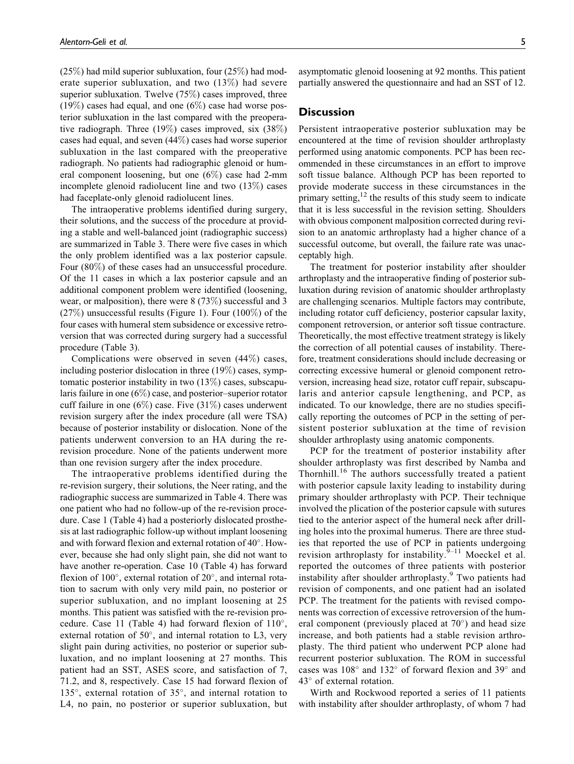(25%) had mild superior subluxation, four (25%) had moderate superior subluxation, and two (13%) had severe superior subluxation. Twelve (75%) cases improved, three (19%) cases had equal, and one (6%) case had worse posterior subluxation in the last compared with the preoperative radiograph. Three (19%) cases improved, six (38%) cases had equal, and seven (44%) cases had worse superior subluxation in the last compared with the preoperative radiograph. No patients had radiographic glenoid or humeral component loosening, but one (6%) case had 2-mm incomplete glenoid radiolucent line and two (13%) cases had faceplate-only glenoid radiolucent lines.

The intraoperative problems identified during surgery, their solutions, and the success of the procedure at providing a stable and well-balanced joint (radiographic success) are summarized in Table 3. There were five cases in which the only problem identified was a lax posterior capsule. Four (80%) of these cases had an unsuccessful procedure. Of the 11 cases in which a lax posterior capsule and an additional component problem were identified (loosening, wear, or malposition), there were 8 (73%) successful and 3 (27%) unsuccessful results (Figure 1). Four (100%) of the four cases with humeral stem subsidence or excessive retroversion that was corrected during surgery had a successful procedure (Table 3).

Complications were observed in seven (44%) cases, including posterior dislocation in three (19%) cases, symptomatic posterior instability in two (13%) cases, subscapularis failure in one (6%) case, and posterior–superior rotator cuff failure in one (6%) case. Five (31%) cases underwent revision surgery after the index procedure (all were TSA) because of posterior instability or dislocation. None of the patients underwent conversion to an HA during the re-revision procedure. None of the patients underwent more than one revision surgery after the index procedure.

The intraoperative problems identified during the re-revision surgery, their solutions, the Neer rating, and the radiographic success are summarized in Table 4. There was one patient who had no follow-up of the re-revision procedure. Case 1 (Table 4) had a posteriorly dislocated prosthesis at last radiographic follow-up without implant loosening and with forward flexion and external rotation of 40°. However, because she had only slight pain, she did not want to have another re-operation. Case 10 (Table 4) has forward flexion of 100°, external rotation of 20°, and internal rotation to sacrum with only very mild pain, no posterior or superior subluxation, and no implant loosening at 25 months. This patient was satisfied with the re-revision procedure. Case 11 (Table 4) had forward flexion of 110°, external rotation of 50°, and internal rotation to L3, very slight pain during activities, no posterior or superior subluxation, and no implant loosening at 27 months. This patient had an SST, ASES score, and satisfaction of 7, 71.2, and 8, respectively. Case 15 had forward flexion of 135°, external rotation of 35°, and internal rotation to L4, no pain, no posterior or superior subluxation, but asymptomatic glenoid loosening at 92 months. This patient partially answered the questionnaire and had an SST of 12.

## Discussion

Persistent intraoperative posterior subluxation may be encountered at the time of revision shoulder arthroplasty performed using anatomic components. PCP has been recommended in these circumstances in an effort to improve soft tissue balance. Although PCP has been reported to provide moderate success in these circumstances in the primary setting,[12] the results of this study seem to indicate that it is less successful in the revision setting. Shoulders with obvious component malposition corrected during revision to an anatomic arthroplasty had a higher chance of a successful outcome, but overall, the failure rate was unacceptably high.

The treatment for posterior instability after shoulder arthroplasty and the intraoperative finding of posterior subluxation during revision of anatomic shoulder arthroplasty are challenging scenarios. Multiple factors may contribute, including rotator cuff deficiency, posterior capsular laxity, component retroversion, or anterior soft tissue contracture. Theoretically, the most effective treatment strategy is likely the correction of all potential causes of instability. Therefore, treatment considerations should include decreasing or correcting excessive humeral or glenoid component retroversion, increasing head size, rotator cuff repair, subscapularis and anterior capsule lengthening, and PCP, as indicated. To our knowledge, there are no studies specifically reporting the outcomes of PCP in the setting of persistent posterior subluxation at the time of revision shoulder arthroplasty using anatomic components.

PCP for the treatment of posterior instability after shoulder arthroplasty was first described by Namba and Thornhill.[16] The authors successfully treated a patient with posterior capsule laxity leading to instability during primary shoulder arthroplasty with PCP. Their technique involved the plication of the posterior capsule with sutures tied to the anterior aspect of the humeral neck after drilling holes into the proximal humerus. There are three studies that reported the use of PCP in patients undergoing revision arthroplasty for instability.[9–11] Moeckel et al. reported the outcomes of three patients with posterior instability after shoulder arthroplasty.[9] Two patients had revision of components, and one patient had an isolated PCP. The treatment for the patients with revised components was correction of excessive retroversion of the humeral component (previously placed at 70°) and head size increase, and both patients had a stable revision arthroplasty. The third patient who underwent PCP alone had recurrent posterior subluxation. The ROM in successful cases was 108° and 132° of forward flexion and 39° and 43° of external rotation.

Wirth and Rockwood reported a series of 11 patients with instability after shoulder arthroplasty, of whom 7 had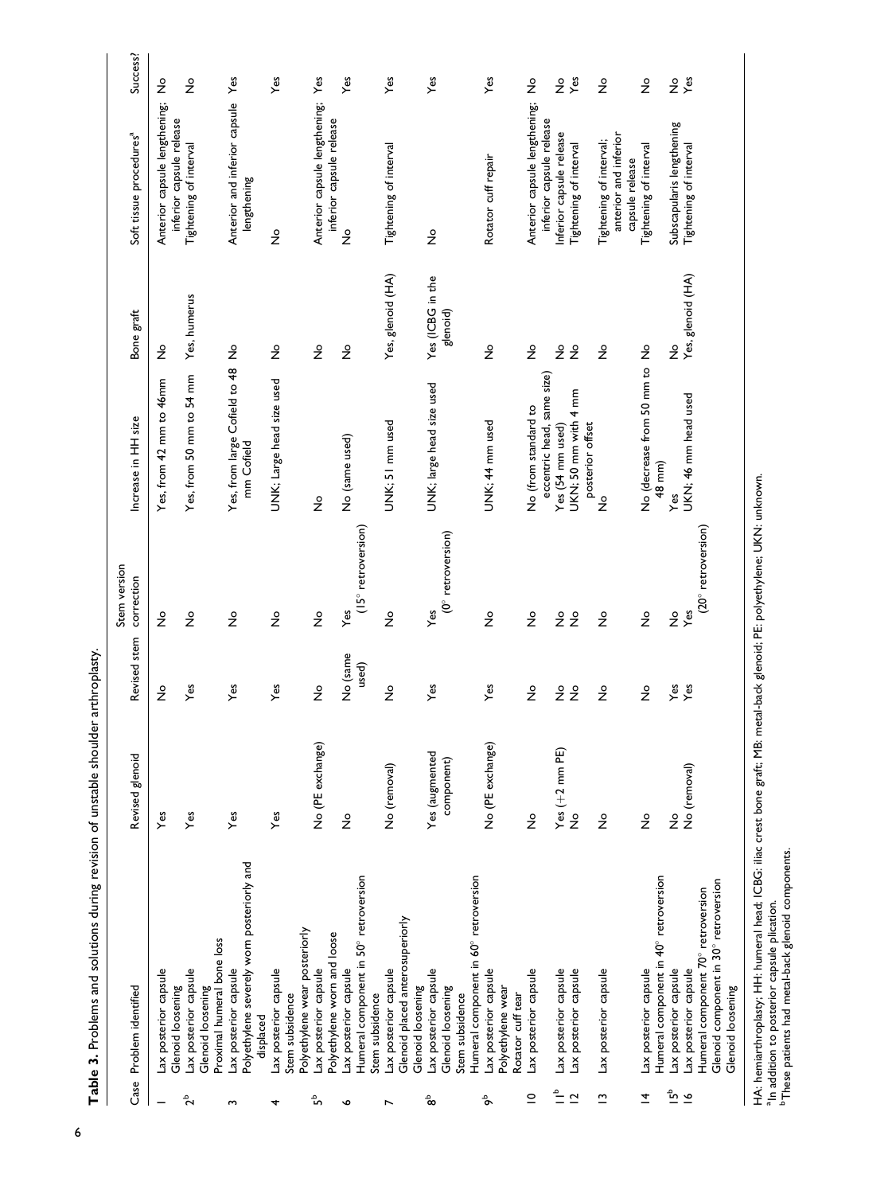**Table 3.** Problems and solutions during revision of unstable shoulder arthroplasty.

| Case | Problem identified | Revised glenoid | Revised stem | Stem version correction | Increase in HH size | Bone graft | Soft tissue procedures[a] | Success? |
|---|---|---|---|---|---|---|---|---|
| 1 | Lax posterior capsule<br>Glenoid loosening | Yes | No | No | Yes, from 42 mm to 46mm | No | Anterior capsule lengthening; inferior capsule release | No |
| 2[b] | Lax posterior capsule<br>Glenoid loosening<br>Proximal humeral bone loss | Yes | Yes | No | Yes, from 50 mm to 54 mm | Yes, humerus | Tightening of interval | No |
| 3 | Lax posterior capsule<br>Polyethylene severely worn posteriorly and displaced | Yes | Yes | No | Yes, from large Cofield to 48 mm Cofield | No | Anterior and inferior capsule lengthening | Yes |
| 4 | Lax posterior capsule<br>Stem subsidence<br>Polyethylene wear posteriorly | Yes | Yes | No | UNK; Large head size used | No | No | Yes |
| 5[b] | Lax posterior capsule<br>Polyethylene worn and loose | No (PE exchange) | No | No | No | No | Anterior capsule lengthening; inferior capsule release | Yes |
| 6 | Lax posterior capsule<br>Humeral component in 50° retroversion<br>Stem subsidence | No | No (same used) | Yes (15° retroversion) | No (same used) | No | No | Yes |
| 7 | Lax posterior capsule<br>Glenoid placed anterosuperiorly<br>Glenoid loosening | No (removal) | No | No | UNK; 51 mm used | Yes, glenoid (HA) | Tightening of interval | Yes |
| 8[b] | Lax posterior capsule<br>Glenoid loosening<br>Stem subsidence<br>Humeral component in 60° retroversion | Yes (augmented component) | Yes | Yes (0° retroversion) | UNK; large head size used | Yes (ICBG in the glenoid) | No | Yes |
| 9[b] | Lax posterior capsule<br>Polyethylene wear<br>Rotator cuff tear | No (PE exchange) | Yes | No | UNK; 44 mm used | No | Rotator cuff repair | Yes |
| 10 | Lax posterior capsule | No | No | No | No (from standard to eccentric head, same size) | No | Anterior capsule lengthening; inferior capsule release | No |
| 11[b] | Lax posterior capsule | Yes (+2 mm PE) | No | No | Yes (54 mm used) | No | Inferior capsule release | No |
| 12 | Lax posterior capsule | No | No | No | UKN; 50 mm with 4 mm posterior offset | No | Tightening of interval | Yes |
| 13 | Lax posterior capsule | No | No | No | No | No | Tightening of interval; anterior and inferior capsule release | No |
| 14 | Lax posterior capsule<br>Humeral component in 40° retroversion | No | No | No | No (decrease from 50 mm to 48 mm) | No | Tightening of interval | No |
| 15[b] | Lax posterior capsule | No | Yes | No | Yes | No | Subscapularis lengthening | No |
| 16 | Lax posterior capsule<br>Humeral component 70° retroversion<br>Glenoid component in 30° retroversion<br>Glenoid loosening | No (removal) | Yes | Yes (20° retroversion) | UKN; 46 mm head used | Yes, glenoid (HA) | Tightening of interval | Yes |

HA: hemiarthroplasty; HH: humeral head; ICBG: iliac crest bone graft; MB: metal-back glenoid; PE: polyethylene; UKN: unknown.
[a]In addition to posterior capsule plication.
[b]These patients had metal-back glenoid components.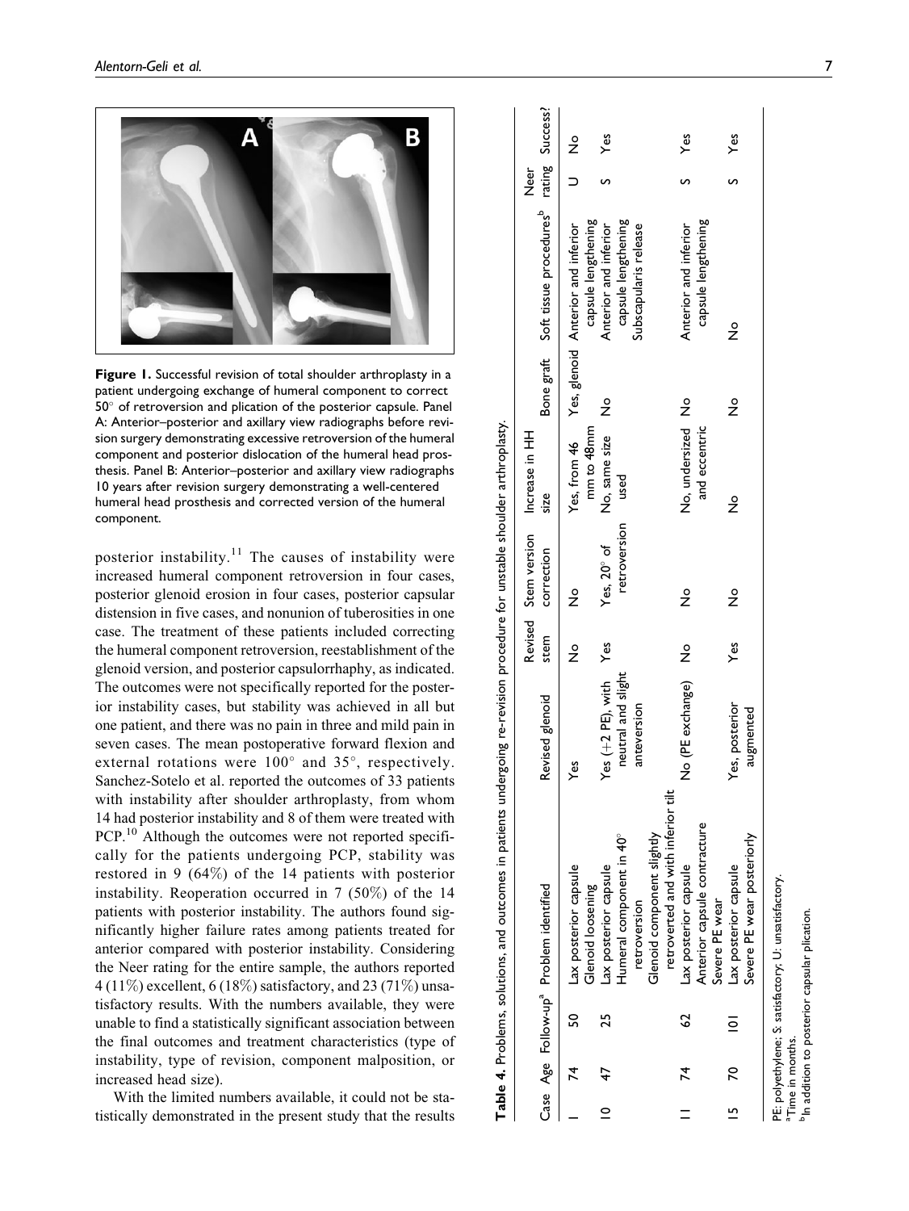Figure 1. Successful revision of total shoulder arthroplasty in a patient undergoing exchange of humeral component to correct 50° of retroversion and plication of the posterior capsule. Panel A: Anterior–posterior and axillary view radiographs before revision surgery demonstrating excessive retroversion of the humeral component and posterior dislocation of the humeral head prosthesis. Panel B: Anterior–posterior and axillary view radiographs 10 years after revision surgery demonstrating a well-centered humeral head prosthesis and corrected version of the humeral component.

posterior instability.[11] The causes of instability were increased humeral component retroversion in four cases, posterior glenoid erosion in four cases, posterior capsular distension in five cases, and nonunion of tuberosities in one case. The treatment of these patients included correcting the humeral component retroversion, reestablishment of the glenoid version, and posterior capsulorrhaphy, as indicated. The outcomes were not specifically reported for the posterior instability cases, but stability was achieved in all but one patient, and there was no pain in three and mild pain in seven cases. The mean postoperative forward flexion and external rotations were 100° and 35°, respectively. Sanchez-Sotelo et al. reported the outcomes of 33 patients with instability after shoulder arthroplasty, from whom 14 had posterior instability and 8 of them were treated with PCP.[10] Although the outcomes were not reported specifically for the patients undergoing PCP, stability was restored in 9 (64%) of the 14 patients with posterior instability. Reoperation occurred in 7 (50%) of the 14 patients with posterior instability. The authors found significantly higher failure rates among patients treated for anterior compared with posterior instability. Considering the Neer rating for the entire sample, the authors reported 4 (11%) excellent, 6 (18%) satisfactory, and 23 (71%) unsatisfactory results. With the numbers available, they were unable to find a statistically significant association between the final outcomes and treatment characteristics (type of instability, type of revision, component malposition, or increased head size).

With the limited numbers available, it could not be statistically demonstrated in the present study that the results

**Table 4.** Problems, solutions, and outcomes in patients undergoing re-revision procedure for unstable shoulder arthroplasty.

| Case | Age | Follow-up[a] | Problem identified | Revised glenoid | Revised stem | Stem version correction | Increase in HH size | Bone graft | Soft tissue procedures[b] | Neer rating | Success? |
|---|---|---|---|---|---|---|---|---|---|---|---|
| 1 | 74 | 50 | Lax posterior capsule<br>Glenoid loosening | Yes | No | No | Yes, from 46 mm to 48mm | Yes, glenoid | Anterior and inferior capsule lengthening | U | No |
| 10 | 47 | 25 | Lax posterior capsule<br>Humeral component in 40° retroversion<br>Glenoid component slightly retroverted and with inferior tilt | Yes (+2 PE), with neutral and slight anteversion | Yes | Yes, 20° of retroversion | No, same size used | No | Anterior and inferior capsule lengthening<br>Subscapularis release | S | Yes |
| 11 | 74 | 62 | Lax posterior capsule<br>Anterior capsule contracture<br>Severe PE wear | No (PE exchange) | No | No | No, undersized and eccentric | No | Anterior and inferior capsule lengthening | S | Yes |
| 15 | 70 | 101 | Lax posterior capsule<br>Severe PE wear posteriorly | Yes, posterior augmented | Yes | No | No | No | No | S | Yes |

PE: polyethylene; S: satisfactory; U: unsatisfactory.
[a]Time in months.
[b]In addition to posterior capsular plication.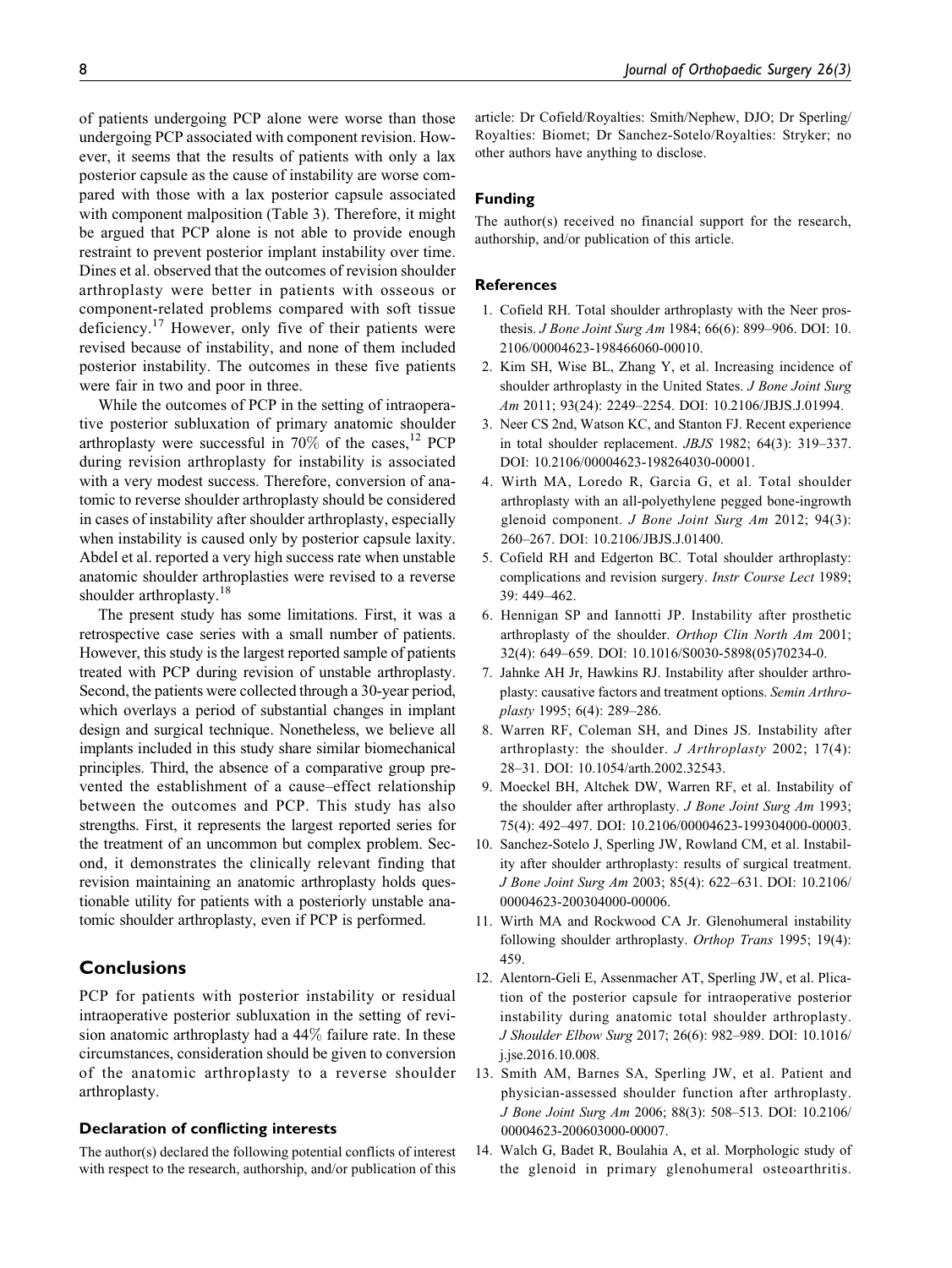of patients undergoing PCP alone were worse than those undergoing PCP associated with component revision. However, it seems that the results of patients with only a lax posterior capsule as the cause of instability are worse compared with those with a lax posterior capsule associated with component malposition (Table 3). Therefore, it might be argued that PCP alone is not able to provide enough restraint to prevent posterior implant instability over time. Dines et al. observed that the outcomes of revision shoulder arthroplasty were better in patients with osseous or component-related problems compared with soft tissue deficiency.[17] However, only five of their patients were revised because of instability, and none of them included posterior instability. The outcomes in these five patients were fair in two and poor in three.

While the outcomes of PCP in the setting of intraoperative posterior subluxation of primary anatomic shoulder arthroplasty were successful in 70% of the cases,[12] PCP during revision arthroplasty for instability is associated with a very modest success. Therefore, conversion of anatomic to reverse shoulder arthroplasty should be considered in cases of instability after shoulder arthroplasty, especially when instability is caused only by posterior capsule laxity. Abdel et al. reported a very high success rate when unstable anatomic shoulder arthroplasties were revised to a reverse shoulder arthroplasty.[18]

The present study has some limitations. First, it was a retrospective case series with a small number of patients. However, this study is the largest reported sample of patients treated with PCP during revision of unstable arthroplasty. Second, the patients were collected through a 30-year period, which overlays a period of substantial changes in implant design and surgical technique. Nonetheless, we believe all implants included in this study share similar biomechanical principles. Third, the absence of a comparative group prevented the establishment of a cause–effect relationship between the outcomes and PCP. This study has also strengths. First, it represents the largest reported series for the treatment of an uncommon but complex problem. Second, it demonstrates the clinically relevant finding that revision maintaining an anatomic arthroplasty holds questionable utility for patients with a posteriorly unstable anatomic shoulder arthroplasty, even if PCP is performed.

## Conclusions

PCP for patients with posterior instability or residual intraoperative posterior subluxation in the setting of revision anatomic arthroplasty had a 44% failure rate. In these circumstances, consideration should be given to conversion of the anatomic arthroplasty to a reverse shoulder arthroplasty.

### Declaration of conflicting interests

The author(s) declared the following potential conflicts of interest with respect to the research, authorship, and/or publication of this article: Dr Cofield/Royalties: Smith/Nephew, DJO; Dr Sperling/Royalties: Biomet; Dr Sanchez-Sotelo/Royalties: Stryker; no other authors have anything to disclose.

### Funding

The author(s) received no financial support for the research, authorship, and/or publication of this article.

### References

1. Cofield RH. Total shoulder arthroplasty with the Neer prosthesis. *J Bone Joint Surg Am* 1984; 66(6): 899–906. DOI: 10.2106/00004623-198466060-00010.
2. Kim SH, Wise BL, Zhang Y, et al. Increasing incidence of shoulder arthroplasty in the United States. *J Bone Joint Surg Am* 2011; 93(24): 2249–2254. DOI: 10.2106/JBJS.J.01994.
3. Neer CS 2nd, Watson KC, and Stanton FJ. Recent experience in total shoulder replacement. *JBJS* 1982; 64(3): 319–337. DOI: 10.2106/00004623-198264030-00001.
4. Wirth MA, Loredo R, Garcia G, et al. Total shoulder arthroplasty with an all-polyethylene pegged bone-ingrowth glenoid component. *J Bone Joint Surg Am* 2012; 94(3): 260–267. DOI: 10.2106/JBJS.J.01400.
5. Cofield RH and Edgerton BC. Total shoulder arthroplasty: complications and revision surgery. *Instr Course Lect* 1989; 39: 449–462.
6. Hennigan SP and Iannotti JP. Instability after prosthetic arthroplasty of the shoulder. *Orthop Clin North Am* 2001; 32(4): 649–659. DOI: 10.1016/S0030-5898(05)70234-0.
7. Jahnke AH Jr, Hawkins RJ. Instability after shoulder arthroplasty: causative factors and treatment options. *Semin Arthroplasty* 1995; 6(4): 289–286.
8. Warren RF, Coleman SH, and Dines JS. Instability after arthroplasty: the shoulder. *J Arthroplasty* 2002; 17(4): 28–31. DOI: 10.1054/arth.2002.32543.
9. Moeckel BH, Altchek DW, Warren RF, et al. Instability of the shoulder after arthroplasty. *J Bone Joint Surg Am* 1993; 75(4): 492–497. DOI: 10.2106/00004623-199304000-00003.
10. Sanchez-Sotelo J, Sperling JW, Rowland CM, et al. Instability after shoulder arthroplasty: results of surgical treatment. *J Bone Joint Surg Am* 2003; 85(4): 622–631. DOI: 10.2106/00004623-200304000-00006.
11. Wirth MA and Rockwood CA Jr. Glenohumeral instability following shoulder arthroplasty. *Orthop Trans* 1995; 19(4): 459.
12. Alentorn-Geli E, Assenmacher AT, Sperling JW, et al. Plication of the posterior capsule for intraoperative posterior instability during anatomic total shoulder arthroplasty. *J Shoulder Elbow Surg* 2017; 26(6): 982–989. DOI: 10.1016/j.jse.2016.10.008.
13. Smith AM, Barnes SA, Sperling JW, et al. Patient and physician-assessed shoulder function after arthroplasty. *J Bone Joint Surg Am* 2006; 88(3): 508–513. DOI: 10.2106/00004623-200603000-00007.
14. Walch G, Badet R, Boulahia A, et al. Morphologic study of the glenoid in primary glenohumeral osteoarthritis.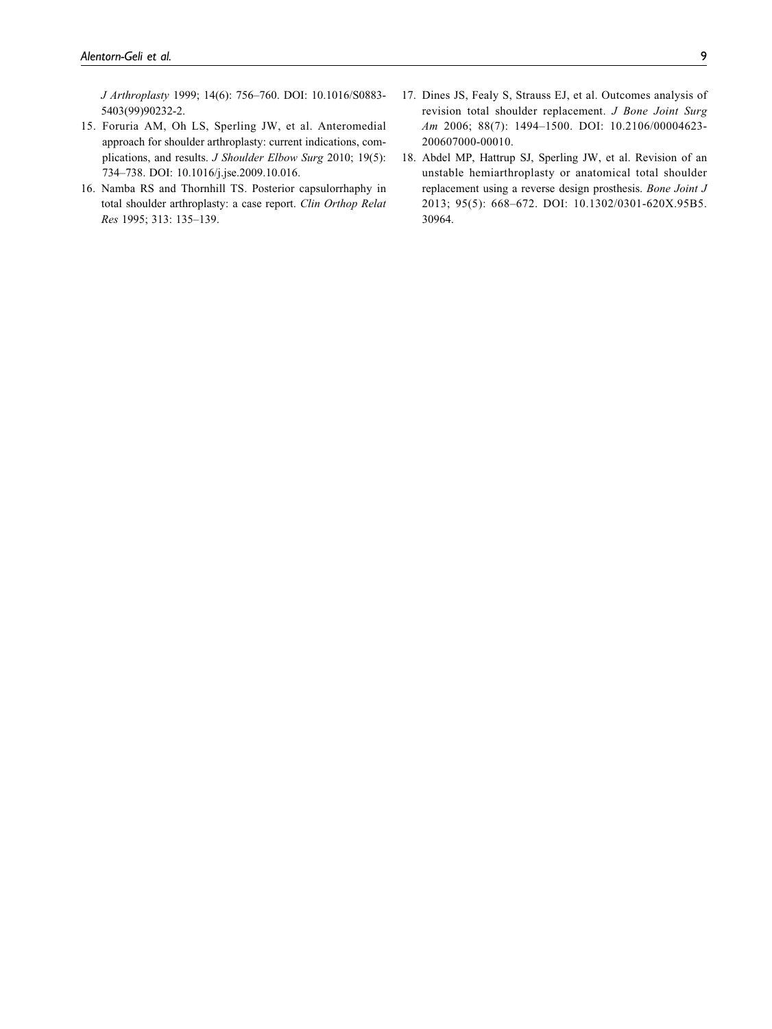J Arthroplasty 1999; 14(6): 756–760. DOI: 10.1016/S0883-5403(99)90232-2.

15. Foruria AM, Oh LS, Sperling JW, et al. Anteromedial approach for shoulder arthroplasty: current indications, complications, and results. *J Shoulder Elbow Surg* 2010; 19(5): 734–738. DOI: 10.1016/j.jse.2009.10.016.
16. Namba RS and Thornhill TS. Posterior capsulorrhaphy in total shoulder arthroplasty: a case report. *Clin Orthop Relat Res* 1995; 313: 135–139.
17. Dines JS, Fealy S, Strauss EJ, et al. Outcomes analysis of revision total shoulder replacement. *J Bone Joint Surg Am* 2006; 88(7): 1494–1500. DOI: 10.2106/00004623-200607000-00010.
18. Abdel MP, Hattrup SJ, Sperling JW, et al. Revision of an unstable hemiarthroplasty or anatomical total shoulder replacement using a reverse design prosthesis. *Bone Joint J* 2013; 95(5): 668–672. DOI: 10.1302/0301-620X.95B5.30964.